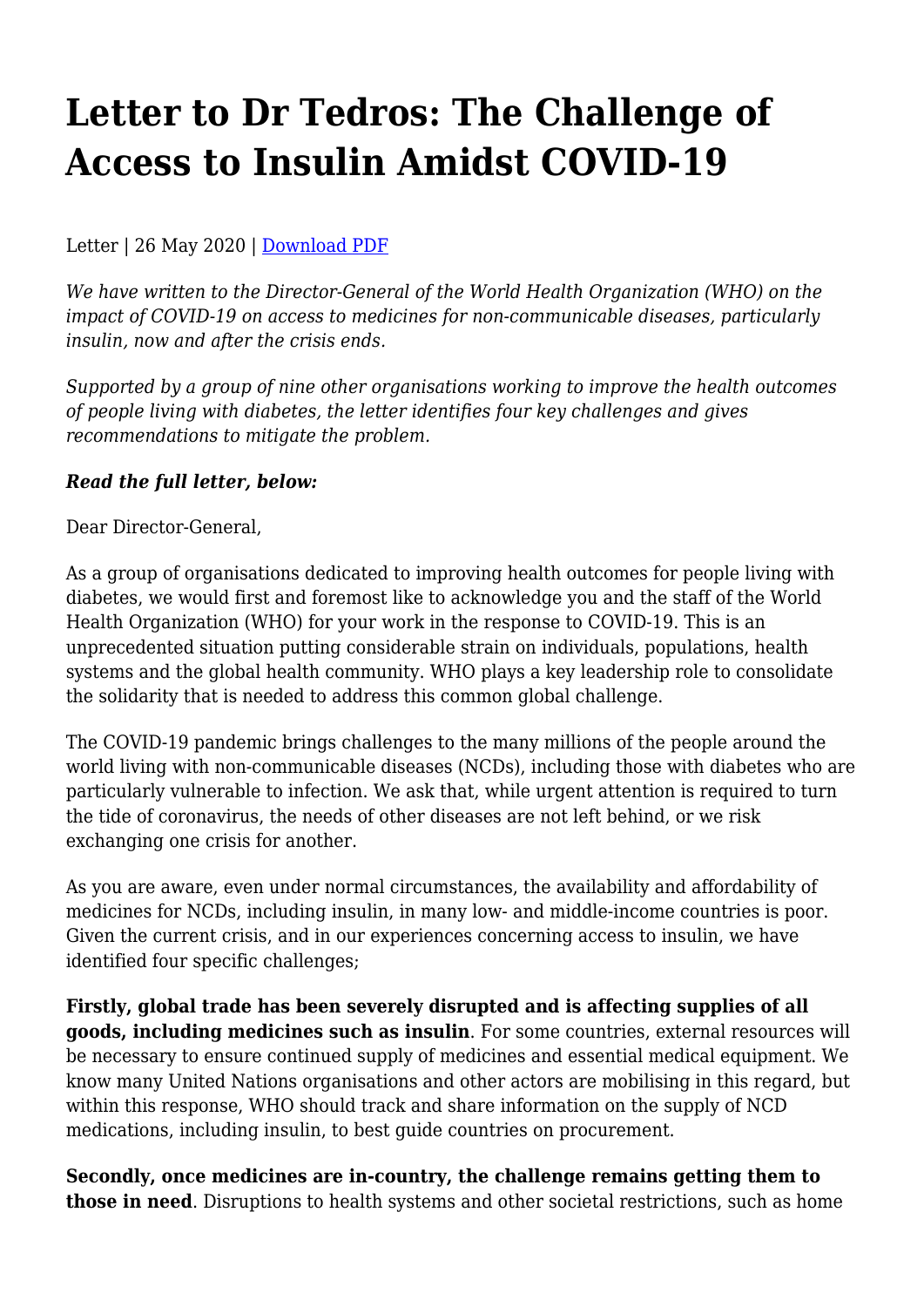# Letter to Dr Tedros: The Challenge of Access to Insulin Amidst COVID-19

Letter | 26 May 2020 | [Download PDF]

*We have written to the Director-General of the World Health Organization (WHO) on the impact of COVID-19 on access to medicines for non-communicable diseases, particularly insulin, now and after the crisis ends.*

*Supported by a group of nine other organisations working to improve the health outcomes of people living with diabetes, the letter identifies four key challenges and gives recommendations to mitigate the problem.*

***Read the full letter, below:***

Dear Director-General,

As a group of organisations dedicated to improving health outcomes for people living with diabetes, we would first and foremost like to acknowledge you and the staff of the World Health Organization (WHO) for your work in the response to COVID-19. This is an unprecedented situation putting considerable strain on individuals, populations, health systems and the global health community. WHO plays a key leadership role to consolidate the solidarity that is needed to address this common global challenge.

The COVID-19 pandemic brings challenges to the many millions of the people around the world living with non-communicable diseases (NCDs), including those with diabetes who are particularly vulnerable to infection. We ask that, while urgent attention is required to turn the tide of coronavirus, the needs of other diseases are not left behind, or we risk exchanging one crisis for another.

As you are aware, even under normal circumstances, the availability and affordability of medicines for NCDs, including insulin, in many low- and middle-income countries is poor. Given the current crisis, and in our experiences concerning access to insulin, we have identified four specific challenges;

**Firstly, global trade has been severely disrupted and is affecting supplies of all goods, including medicines such as insulin**. For some countries, external resources will be necessary to ensure continued supply of medicines and essential medical equipment. We know many United Nations organisations and other actors are mobilising in this regard, but within this response, WHO should track and share information on the supply of NCD medications, including insulin, to best guide countries on procurement.

**Secondly, once medicines are in-country, the challenge remains getting them to those in need**. Disruptions to health systems and other societal restrictions, such as home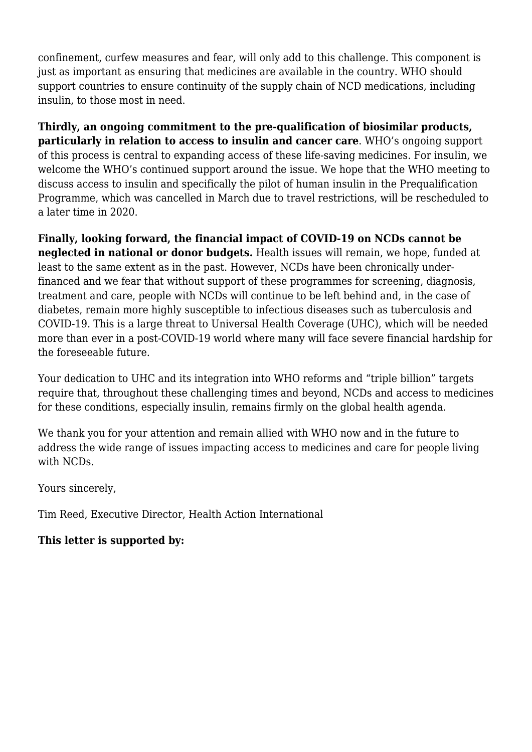confinement, curfew measures and fear, will only add to this challenge. This component is just as important as ensuring that medicines are available in the country. WHO should support countries to ensure continuity of the supply chain of NCD medications, including insulin, to those most in need.

**Thirdly, an ongoing commitment to the pre-qualification of biosimilar products, particularly in relation to access to insulin and cancer care**. WHO's ongoing support of this process is central to expanding access of these life-saving medicines. For insulin, we welcome the WHO's continued support around the issue. We hope that the WHO meeting to discuss access to insulin and specifically the pilot of human insulin in the Prequalification Programme, which was cancelled in March due to travel restrictions, will be rescheduled to a later time in 2020.

**Finally, looking forward, the financial impact of COVID-19 on NCDs cannot be neglected in national or donor budgets.** Health issues will remain, we hope, funded at least to the same extent as in the past. However, NCDs have been chronically under-financed and we fear that without support of these programmes for screening, diagnosis, treatment and care, people with NCDs will continue to be left behind and, in the case of diabetes, remain more highly susceptible to infectious diseases such as tuberculosis and COVID-19. This is a large threat to Universal Health Coverage (UHC), which will be needed more than ever in a post-COVID-19 world where many will face severe financial hardship for the foreseeable future.

Your dedication to UHC and its integration into WHO reforms and "triple billion" targets require that, throughout these challenging times and beyond, NCDs and access to medicines for these conditions, especially insulin, remains firmly on the global health agenda.

We thank you for your attention and remain allied with WHO now and in the future to address the wide range of issues impacting access to medicines and care for people living with NCDs.

Yours sincerely,

Tim Reed, Executive Director, Health Action International

**This letter is supported by:**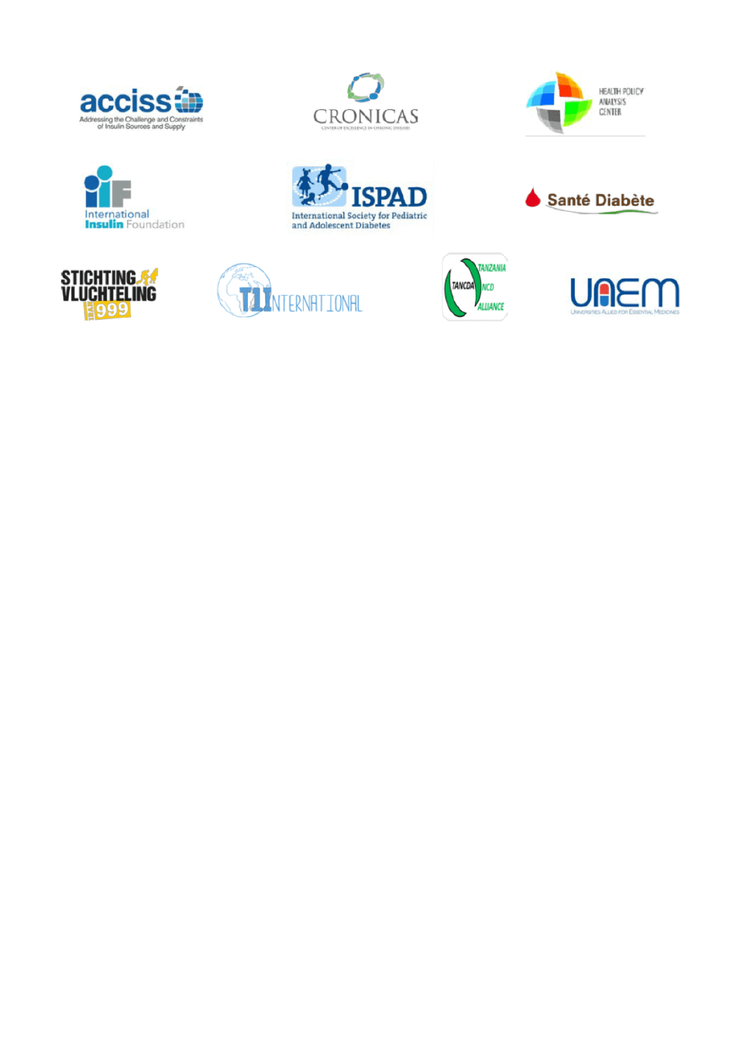accîss
Addressing the Challenge and Constraints of Insulin Sources and Supply

CRONICAS
CENTER OF EXCELLENCE IN CHRONIC DISEASES

HEALTH POLICY ANALYSIS CENTER

IIF
International Insulin Foundation

ISPAD
International Society for Pediatric and Adolescent Diabetes

Santé Diabète

STICHTING VLUCHTELING
999

T1International

TANCDA
TANZANIA NCD ALLIANCE

UAEM
Universities Allied for Essential Medicines